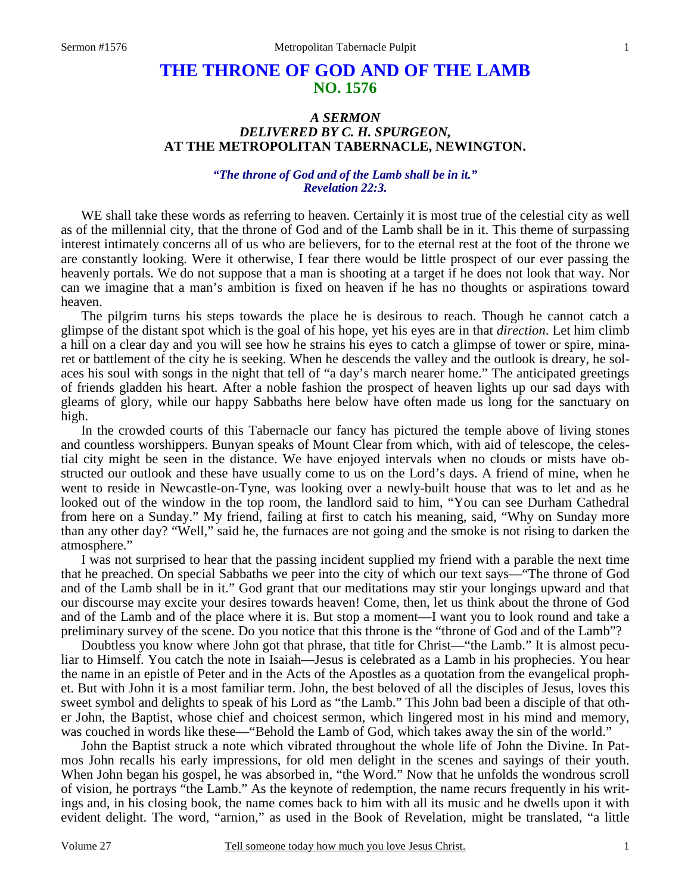# THE THRONE OF GOD AND OF THE LAMB
## NO. 1576

### *A SERMON*
### *DELIVERED BY C. H. SPURGEON,*
### AT THE METROPOLITAN TABERNACLE, NEWINGTON.

***"The throne of God and of the Lamb shall be in it."***
***Revelation 22:3.***

WE shall take these words as referring to heaven. Certainly it is most true of the celestial city as well as of the millennial city, that the throne of God and of the Lamb shall be in it. This theme of surpassing interest intimately concerns all of us who are believers, for to the eternal rest at the foot of the throne we are constantly looking. Were it otherwise, I fear there would be little prospect of our ever passing the heavenly portals. We do not suppose that a man is shooting at a target if he does not look that way. Nor can we imagine that a man's ambition is fixed on heaven if he has no thoughts or aspirations toward heaven.

The pilgrim turns his steps towards the place he is desirous to reach. Though he cannot catch a glimpse of the distant spot which is the goal of his hope, yet his eyes are in that *direction*. Let him climb a hill on a clear day and you will see how he strains his eyes to catch a glimpse of tower or spire, minaret or battlement of the city he is seeking. When he descends the valley and the outlook is dreary, he solaces his soul with songs in the night that tell of "a day's march nearer home." The anticipated greetings of friends gladden his heart. After a noble fashion the prospect of heaven lights up our sad days with gleams of glory, while our happy Sabbaths here below have often made us long for the sanctuary on high.

In the crowded courts of this Tabernacle our fancy has pictured the temple above of living stones and countless worshippers. Bunyan speaks of Mount Clear from which, with aid of telescope, the celestial city might be seen in the distance. We have enjoyed intervals when no clouds or mists have obstructed our outlook and these have usually come to us on the Lord's days. A friend of mine, when he went to reside in Newcastle-on-Tyne, was looking over a newly-built house that was to let and as he looked out of the window in the top room, the landlord said to him, "You can see Durham Cathedral from here on a Sunday." My friend, failing at first to catch his meaning, said, "Why on Sunday more than any other day? "Well," said he, the furnaces are not going and the smoke is not rising to darken the atmosphere."

I was not surprised to hear that the passing incident supplied my friend with a parable the next time that he preached. On special Sabbaths we peer into the city of which our text says—"The throne of God and of the Lamb shall be in it." God grant that our meditations may stir your longings upward and that our discourse may excite your desires towards heaven! Come, then, let us think about the throne of God and of the Lamb and of the place where it is. But stop a moment—I want you to look round and take a preliminary survey of the scene. Do you notice that this throne is the "throne of God and of the Lamb"?

Doubtless you know where John got that phrase, that title for Christ—"the Lamb." It is almost peculiar to Himself. You catch the note in Isaiah—Jesus is celebrated as a Lamb in his prophecies. You hear the name in an epistle of Peter and in the Acts of the Apostles as a quotation from the evangelical prophet. But with John it is a most familiar term. John, the best beloved of all the disciples of Jesus, loves this sweet symbol and delights to speak of his Lord as "the Lamb." This John bad been a disciple of that other John, the Baptist, whose chief and choicest sermon, which lingered most in his mind and memory, was couched in words like these—"Behold the Lamb of God, which takes away the sin of the world."

John the Baptist struck a note which vibrated throughout the whole life of John the Divine. In Patmos John recalls his early impressions, for old men delight in the scenes and sayings of their youth. When John began his gospel, he was absorbed in, "the Word." Now that he unfolds the wondrous scroll of vision, he portrays "the Lamb." As the keynote of redemption, the name recurs frequently in his writings and, in his closing book, the name comes back to him with all its music and he dwells upon it with evident delight. The word, "arnion," as used in the Book of Revelation, might be translated, "a little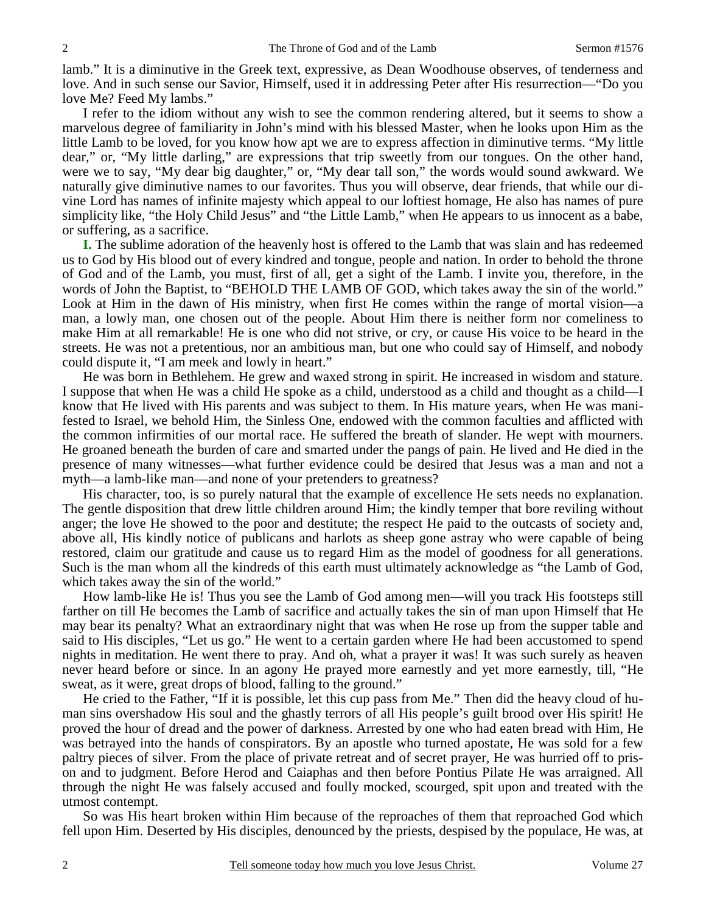lamb." It is a diminutive in the Greek text, expressive, as Dean Woodhouse observes, of tenderness and love. And in such sense our Savior, Himself, used it in addressing Peter after His resurrection—"Do you love Me? Feed My lambs."

I refer to the idiom without any wish to see the common rendering altered, but it seems to show a marvelous degree of familiarity in John's mind with his blessed Master, when he looks upon Him as the little Lamb to be loved, for you know how apt we are to express affection in diminutive terms. "My little dear," or, "My little darling," are expressions that trip sweetly from our tongues. On the other hand, were we to say, "My dear big daughter," or, "My dear tall son," the words would sound awkward. We naturally give diminutive names to our favorites. Thus you will observe, dear friends, that while our divine Lord has names of infinite majesty which appeal to our loftiest homage, He also has names of pure simplicity like, "the Holy Child Jesus" and "the Little Lamb," when He appears to us innocent as a babe, or suffering, as a sacrifice.

**I.** The sublime adoration of the heavenly host is offered to the Lamb that was slain and has redeemed us to God by His blood out of every kindred and tongue, people and nation. In order to behold the throne of God and of the Lamb, you must, first of all, get a sight of the Lamb. I invite you, therefore, in the words of John the Baptist, to "BEHOLD THE LAMB OF GOD, which takes away the sin of the world." Look at Him in the dawn of His ministry, when first He comes within the range of mortal vision—a man, a lowly man, one chosen out of the people. About Him there is neither form nor comeliness to make Him at all remarkable! He is one who did not strive, or cry, or cause His voice to be heard in the streets. He was not a pretentious, nor an ambitious man, but one who could say of Himself, and nobody could dispute it, "I am meek and lowly in heart."

He was born in Bethlehem. He grew and waxed strong in spirit. He increased in wisdom and stature. I suppose that when He was a child He spoke as a child, understood as a child and thought as a child—I know that He lived with His parents and was subject to them. In His mature years, when He was manifested to Israel, we behold Him, the Sinless One, endowed with the common faculties and afflicted with the common infirmities of our mortal race. He suffered the breath of slander. He wept with mourners. He groaned beneath the burden of care and smarted under the pangs of pain. He lived and He died in the presence of many witnesses—what further evidence could be desired that Jesus was a man and not a myth—a lamb-like man—and none of your pretenders to greatness?

His character, too, is so purely natural that the example of excellence He sets needs no explanation. The gentle disposition that drew little children around Him; the kindly temper that bore reviling without anger; the love He showed to the poor and destitute; the respect He paid to the outcasts of society and, above all, His kindly notice of publicans and harlots as sheep gone astray who were capable of being restored, claim our gratitude and cause us to regard Him as the model of goodness for all generations. Such is the man whom all the kindreds of this earth must ultimately acknowledge as "the Lamb of God, which takes away the sin of the world."

How lamb-like He is! Thus you see the Lamb of God among men—will you track His footsteps still farther on till He becomes the Lamb of sacrifice and actually takes the sin of man upon Himself that He may bear its penalty? What an extraordinary night that was when He rose up from the supper table and said to His disciples, "Let us go." He went to a certain garden where He had been accustomed to spend nights in meditation. He went there to pray. And oh, what a prayer it was! It was such surely as heaven never heard before or since. In an agony He prayed more earnestly and yet more earnestly, till, "He sweat, as it were, great drops of blood, falling to the ground."

He cried to the Father, "If it is possible, let this cup pass from Me." Then did the heavy cloud of human sins overshadow His soul and the ghastly terrors of all His people's guilt brood over His spirit! He proved the hour of dread and the power of darkness. Arrested by one who had eaten bread with Him, He was betrayed into the hands of conspirators. By an apostle who turned apostate, He was sold for a few paltry pieces of silver. From the place of private retreat and of secret prayer, He was hurried off to prison and to judgment. Before Herod and Caiaphas and then before Pontius Pilate He was arraigned. All through the night He was falsely accused and foully mocked, scourged, spit upon and treated with the utmost contempt.

So was His heart broken within Him because of the reproaches of them that reproached God which fell upon Him. Deserted by His disciples, denounced by the priests, despised by the populace, He was, at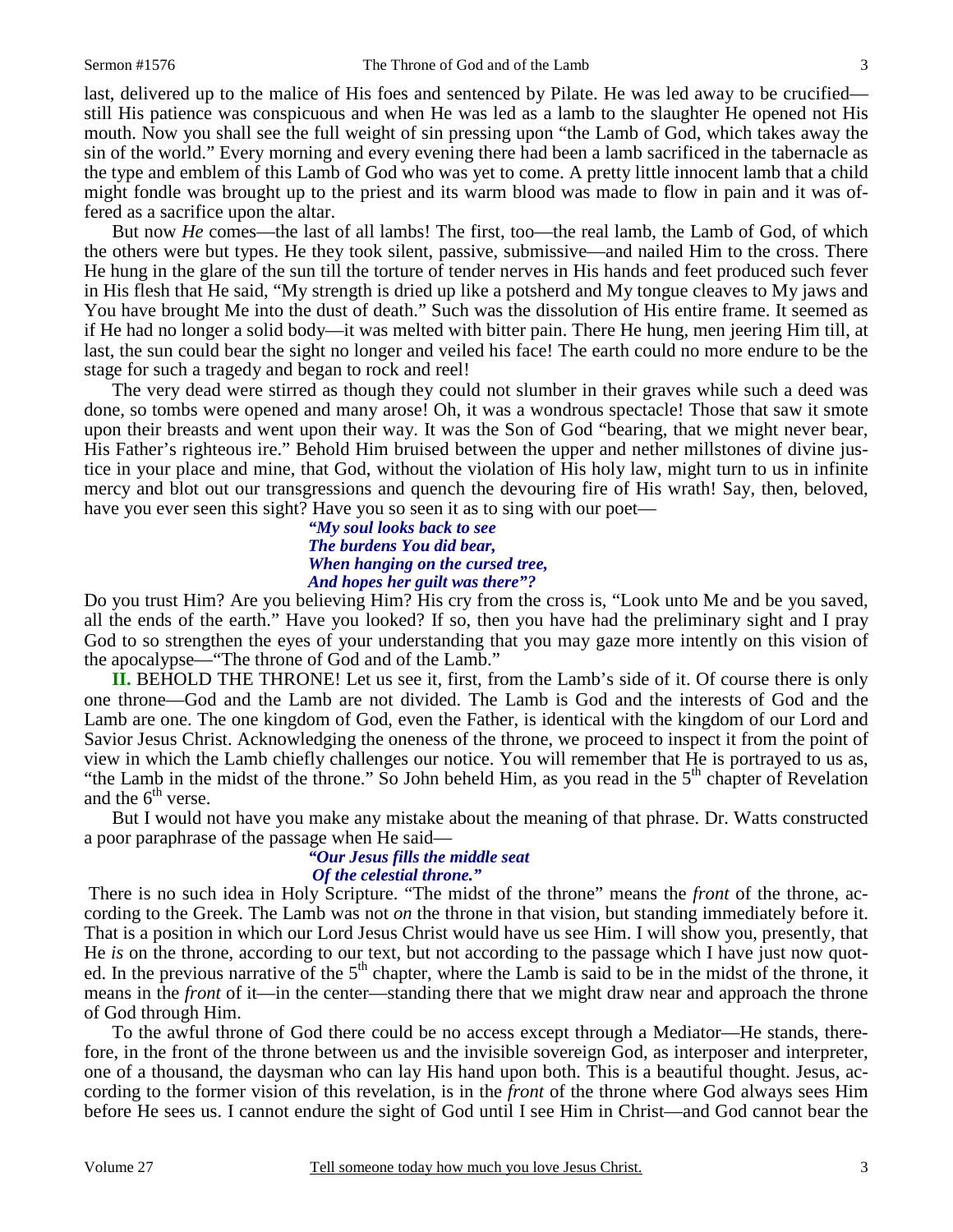last, delivered up to the malice of His foes and sentenced by Pilate. He was led away to be crucified—still His patience was conspicuous and when He was led as a lamb to the slaughter He opened not His mouth. Now you shall see the full weight of sin pressing upon "the Lamb of God, which takes away the sin of the world." Every morning and every evening there had been a lamb sacrificed in the tabernacle as the type and emblem of this Lamb of God who was yet to come. A pretty little innocent lamb that a child might fondle was brought up to the priest and its warm blood was made to flow in pain and it was offered as a sacrifice upon the altar.

But now *He* comes—the last of all lambs! The first, too—the real lamb, the Lamb of God, of which the others were but types. He they took silent, passive, submissive—and nailed Him to the cross. There He hung in the glare of the sun till the torture of tender nerves in His hands and feet produced such fever in His flesh that He said, "My strength is dried up like a potsherd and My tongue cleaves to My jaws and You have brought Me into the dust of death." Such was the dissolution of His entire frame. It seemed as if He had no longer a solid body—it was melted with bitter pain. There He hung, men jeering Him till, at last, the sun could bear the sight no longer and veiled his face! The earth could no more endure to be the stage for such a tragedy and began to rock and reel!

The very dead were stirred as though they could not slumber in their graves while such a deed was done, so tombs were opened and many arose! Oh, it was a wondrous spectacle! Those that saw it smote upon their breasts and went upon their way. It was the Son of God "bearing, that we might never bear, His Father's righteous ire." Behold Him bruised between the upper and nether millstones of divine justice in your place and mine, that God, without the violation of His holy law, might turn to us in infinite mercy and blot out our transgressions and quench the devouring fire of His wrath! Say, then, beloved, have you ever seen this sight? Have you so seen it as to sing with our poet—

> ***"My soul looks back to see***
> ***The burdens You did bear,***
> ***When hanging on the cursed tree,***
> ***And hopes her guilt was there"?***

Do you trust Him? Are you believing Him? His cry from the cross is, "Look unto Me and be you saved, all the ends of the earth." Have you looked? If so, then you have had the preliminary sight and I pray God to so strengthen the eyes of your understanding that you may gaze more intently on this vision of the apocalypse—"The throne of God and of the Lamb."

**II.** BEHOLD THE THRONE! Let us see it, first, from the Lamb's side of it. Of course there is only one throne—God and the Lamb are not divided. The Lamb is God and the interests of God and the Lamb are one. The one kingdom of God, even the Father, is identical with the kingdom of our Lord and Savior Jesus Christ. Acknowledging the oneness of the throne, we proceed to inspect it from the point of view in which the Lamb chiefly challenges our notice. You will remember that He is portrayed to us as, "the Lamb in the midst of the throne." So John beheld Him, as you read in the 5th chapter of Revelation and the 6th verse.

But I would not have you make any mistake about the meaning of that phrase. Dr. Watts constructed a poor paraphrase of the passage when He said—

> ***"Our Jesus fills the middle seat***
> ***Of the celestial throne."***

There is no such idea in Holy Scripture. "The midst of the throne" means the *front* of the throne, according to the Greek. The Lamb was not *on* the throne in that vision, but standing immediately before it. That is a position in which our Lord Jesus Christ would have us see Him. I will show you, presently, that He *is* on the throne, according to our text, but not according to the passage which I have just now quoted. In the previous narrative of the 5th chapter, where the Lamb is said to be in the midst of the throne, it means in the *front* of it—in the center—standing there that we might draw near and approach the throne of God through Him.

To the awful throne of God there could be no access except through a Mediator—He stands, therefore, in the front of the throne between us and the invisible sovereign God, as interposer and interpreter, one of a thousand, the daysman who can lay His hand upon both. This is a beautiful thought. Jesus, according to the former vision of this revelation, is in the *front* of the throne where God always sees Him before He sees us. I cannot endure the sight of God until I see Him in Christ—and God cannot bear the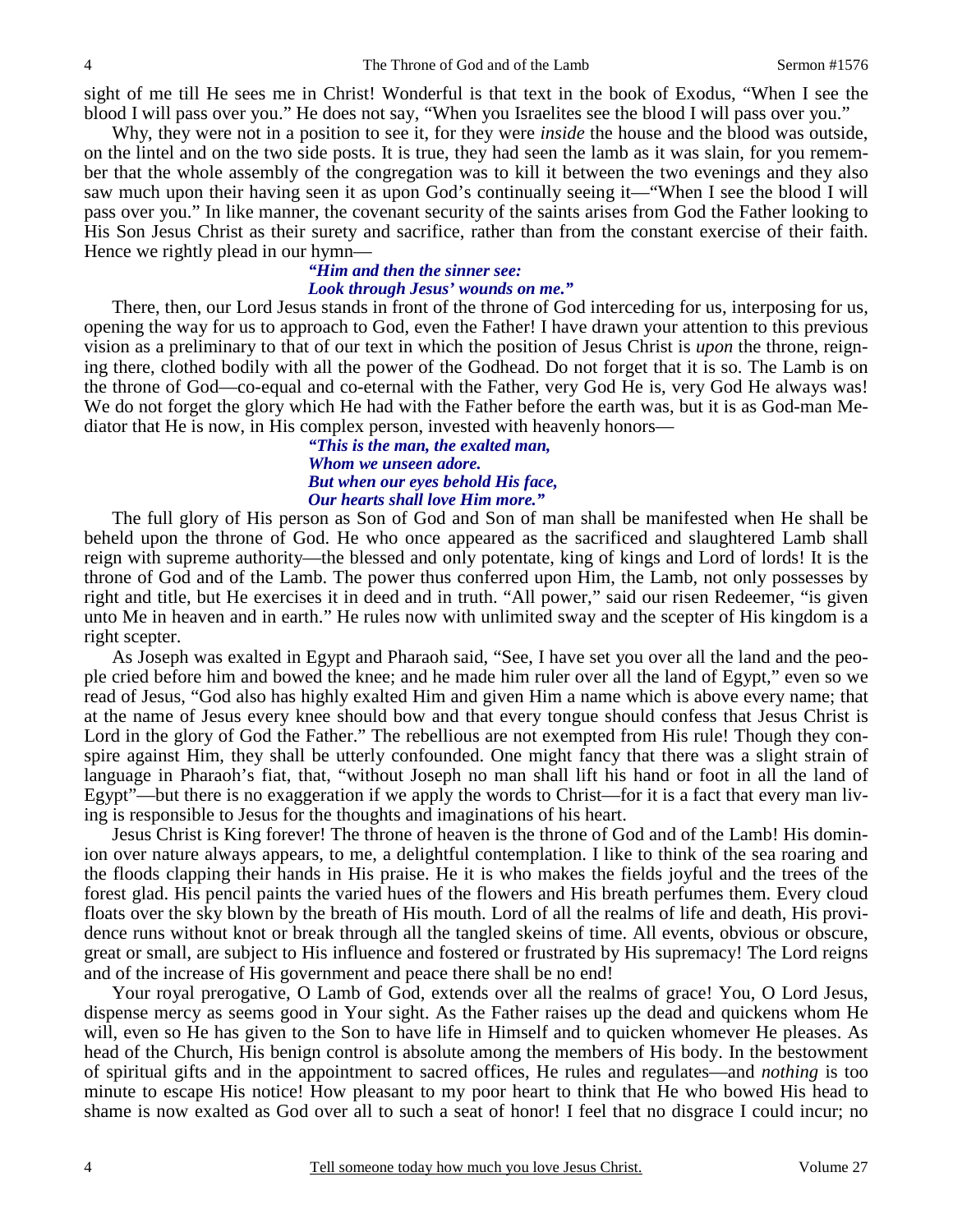sight of me till He sees me in Christ! Wonderful is that text in the book of Exodus, "When I see the blood I will pass over you." He does not say, "When you Israelites see the blood I will pass over you."

Why, they were not in a position to see it, for they were *inside* the house and the blood was outside, on the lintel and on the two side posts. It is true, they had seen the lamb as it was slain, for you remember that the whole assembly of the congregation was to kill it between the two evenings and they also saw much upon their having seen it as upon God's continually seeing it—"When I see the blood I will pass over you." In like manner, the covenant security of the saints arises from God the Father looking to His Son Jesus Christ as their surety and sacrifice, rather than from the constant exercise of their faith. Hence we rightly plead in our hymn—

> ***"Him and then the sinner see:***
> ***Look through Jesus' wounds on me."***

There, then, our Lord Jesus stands in front of the throne of God interceding for us, interposing for us, opening the way for us to approach to God, even the Father! I have drawn your attention to this previous vision as a preliminary to that of our text in which the position of Jesus Christ is *upon* the throne, reigning there, clothed bodily with all the power of the Godhead. Do not forget that it is so. The Lamb is on the throne of God—co-equal and co-eternal with the Father, very God He is, very God He always was! We do not forget the glory which He had with the Father before the earth was, but it is as God-man Mediator that He is now, in His complex person, invested with heavenly honors—

> ***"This is the man, the exalted man,***
> ***Whom we unseen adore.***
> ***But when our eyes behold His face,***
> ***Our hearts shall love Him more."***

The full glory of His person as Son of God and Son of man shall be manifested when He shall be beheld upon the throne of God. He who once appeared as the sacrificed and slaughtered Lamb shall reign with supreme authority—the blessed and only potentate, king of kings and Lord of lords! It is the throne of God and of the Lamb. The power thus conferred upon Him, the Lamb, not only possesses by right and title, but He exercises it in deed and in truth. "All power," said our risen Redeemer, "is given unto Me in heaven and in earth." He rules now with unlimited sway and the scepter of His kingdom is a right scepter.

As Joseph was exalted in Egypt and Pharaoh said, "See, I have set you over all the land and the people cried before him and bowed the knee; and he made him ruler over all the land of Egypt," even so we read of Jesus, "God also has highly exalted Him and given Him a name which is above every name; that at the name of Jesus every knee should bow and that every tongue should confess that Jesus Christ is Lord in the glory of God the Father." The rebellious are not exempted from His rule! Though they conspire against Him, they shall be utterly confounded. One might fancy that there was a slight strain of language in Pharaoh's fiat, that, "without Joseph no man shall lift his hand or foot in all the land of Egypt"—but there is no exaggeration if we apply the words to Christ—for it is a fact that every man living is responsible to Jesus for the thoughts and imaginations of his heart.

Jesus Christ is King forever! The throne of heaven is the throne of God and of the Lamb! His dominion over nature always appears, to me, a delightful contemplation. I like to think of the sea roaring and the floods clapping their hands in His praise. He it is who makes the fields joyful and the trees of the forest glad. His pencil paints the varied hues of the flowers and His breath perfumes them. Every cloud floats over the sky blown by the breath of His mouth. Lord of all the realms of life and death, His providence runs without knot or break through all the tangled skeins of time. All events, obvious or obscure, great or small, are subject to His influence and fostered or frustrated by His supremacy! The Lord reigns and of the increase of His government and peace there shall be no end!

Your royal prerogative, O Lamb of God, extends over all the realms of grace! You, O Lord Jesus, dispense mercy as seems good in Your sight. As the Father raises up the dead and quickens whom He will, even so He has given to the Son to have life in Himself and to quicken whomever He pleases. As head of the Church, His benign control is absolute among the members of His body. In the bestowment of spiritual gifts and in the appointment to sacred offices, He rules and regulates—and *nothing* is too minute to escape His notice! How pleasant to my poor heart to think that He who bowed His head to shame is now exalted as God over all to such a seat of honor! I feel that no disgrace I could incur; no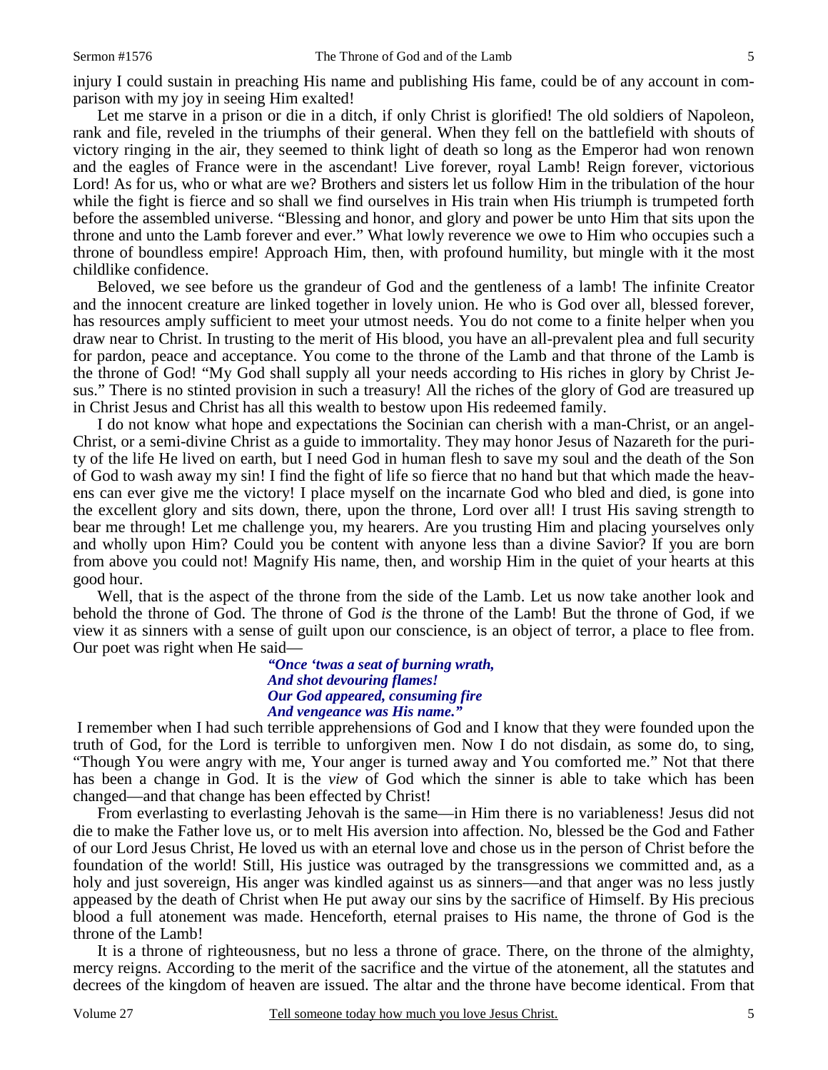injury I could sustain in preaching His name and publishing His fame, could be of any account in comparison with my joy in seeing Him exalted!

Let me starve in a prison or die in a ditch, if only Christ is glorified! The old soldiers of Napoleon, rank and file, reveled in the triumphs of their general. When they fell on the battlefield with shouts of victory ringing in the air, they seemed to think light of death so long as the Emperor had won renown and the eagles of France were in the ascendant! Live forever, royal Lamb! Reign forever, victorious Lord! As for us, who or what are we? Brothers and sisters let us follow Him in the tribulation of the hour while the fight is fierce and so shall we find ourselves in His train when His triumph is trumpeted forth before the assembled universe. "Blessing and honor, and glory and power be unto Him that sits upon the throne and unto the Lamb forever and ever." What lowly reverence we owe to Him who occupies such a throne of boundless empire! Approach Him, then, with profound humility, but mingle with it the most childlike confidence.

Beloved, we see before us the grandeur of God and the gentleness of a lamb! The infinite Creator and the innocent creature are linked together in lovely union. He who is God over all, blessed forever, has resources amply sufficient to meet your utmost needs. You do not come to a finite helper when you draw near to Christ. In trusting to the merit of His blood, you have an all-prevalent plea and full security for pardon, peace and acceptance. You come to the throne of the Lamb and that throne of the Lamb is the throne of God! "My God shall supply all your needs according to His riches in glory by Christ Jesus." There is no stinted provision in such a treasury! All the riches of the glory of God are treasured up in Christ Jesus and Christ has all this wealth to bestow upon His redeemed family.

I do not know what hope and expectations the Socinian can cherish with a man-Christ, or an angel-Christ, or a semi-divine Christ as a guide to immortality. They may honor Jesus of Nazareth for the purity of the life He lived on earth, but I need God in human flesh to save my soul and the death of the Son of God to wash away my sin! I find the fight of life so fierce that no hand but that which made the heavens can ever give me the victory! I place myself on the incarnate God who bled and died, is gone into the excellent glory and sits down, there, upon the throne, Lord over all! I trust His saving strength to bear me through! Let me challenge you, my hearers. Are you trusting Him and placing yourselves only and wholly upon Him? Could you be content with anyone less than a divine Savior? If you are born from above you could not! Magnify His name, then, and worship Him in the quiet of your hearts at this good hour.

Well, that is the aspect of the throne from the side of the Lamb. Let us now take another look and behold the throne of God. The throne of God *is* the throne of the Lamb! But the throne of God, if we view it as sinners with a sense of guilt upon our conscience, is an object of terror, a place to flee from. Our poet was right when He said—

> ***"Once 'twas a seat of burning wrath,***
> ***And shot devouring flames!***
> ***Our God appeared, consuming fire***
> ***And vengeance was His name."***

I remember when I had such terrible apprehensions of God and I know that they were founded upon the truth of God, for the Lord is terrible to unforgiven men. Now I do not disdain, as some do, to sing, "Though You were angry with me, Your anger is turned away and You comforted me." Not that there has been a change in God. It is the *view* of God which the sinner is able to take which has been changed—and that change has been effected by Christ!

From everlasting to everlasting Jehovah is the same—in Him there is no variableness! Jesus did not die to make the Father love us, or to melt His aversion into affection. No, blessed be the God and Father of our Lord Jesus Christ, He loved us with an eternal love and chose us in the person of Christ before the foundation of the world! Still, His justice was outraged by the transgressions we committed and, as a holy and just sovereign, His anger was kindled against us as sinners—and that anger was no less justly appeased by the death of Christ when He put away our sins by the sacrifice of Himself. By His precious blood a full atonement was made. Henceforth, eternal praises to His name, the throne of God is the throne of the Lamb!

It is a throne of righteousness, but no less a throne of grace. There, on the throne of the almighty, mercy reigns. According to the merit of the sacrifice and the virtue of the atonement, all the statutes and decrees of the kingdom of heaven are issued. The altar and the throne have become identical. From that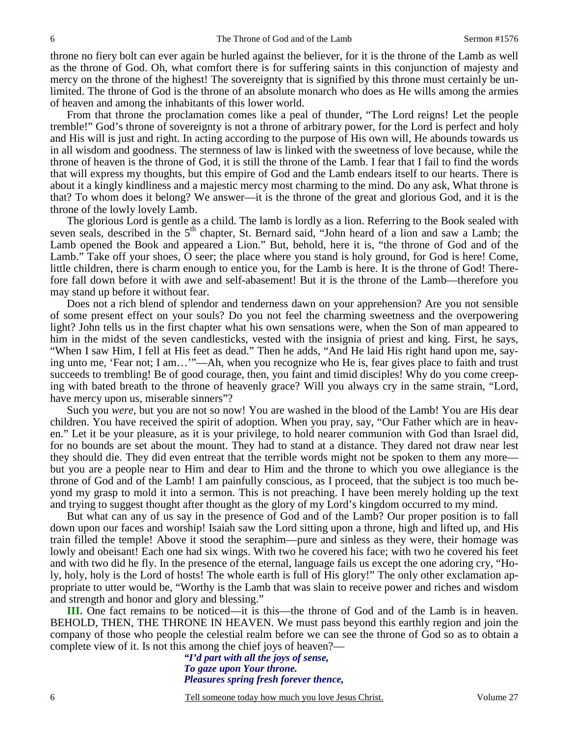throne no fiery bolt can ever again be hurled against the believer, for it is the throne of the Lamb as well as the throne of God. Oh, what comfort there is for suffering saints in this conjunction of majesty and mercy on the throne of the highest! The sovereignty that is signified by this throne must certainly be unlimited. The throne of God is the throne of an absolute monarch who does as He wills among the armies of heaven and among the inhabitants of this lower world.

From that throne the proclamation comes like a peal of thunder, "The Lord reigns! Let the people tremble!" God's throne of sovereignty is not a throne of arbitrary power, for the Lord is perfect and holy and His will is just and right. In acting according to the purpose of His own will, He abounds towards us in all wisdom and goodness. The sternness of law is linked with the sweetness of love because, while the throne of heaven is the throne of God, it is still the throne of the Lamb. I fear that I fail to find the words that will express my thoughts, but this empire of God and the Lamb endears itself to our hearts. There is about it a kingly kindliness and a majestic mercy most charming to the mind. Do any ask, What throne is that? To whom does it belong? We answer—it is the throne of the great and glorious God, and it is the throne of the lowly lovely Lamb.

The glorious Lord is gentle as a child. The lamb is lordly as a lion. Referring to the Book sealed with seven seals, described in the 5th chapter, St. Bernard said, "John heard of a lion and saw a Lamb; the Lamb opened the Book and appeared a Lion." But, behold, here it is, "the throne of God and of the Lamb." Take off your shoes, O seer; the place where you stand is holy ground, for God is here! Come, little children, there is charm enough to entice you, for the Lamb is here. It is the throne of God! Therefore fall down before it with awe and self-abasement! But it is the throne of the Lamb—therefore you may stand up before it without fear.

Does not a rich blend of splendor and tenderness dawn on your apprehension? Are you not sensible of some present effect on your souls? Do you not feel the charming sweetness and the overpowering light? John tells us in the first chapter what his own sensations were, when the Son of man appeared to him in the midst of the seven candlesticks, vested with the insignia of priest and king. First, he says, "When I saw Him, I fell at His feet as dead." Then he adds, "And He laid His right hand upon me, saying unto me, 'Fear not; I am…'"—Ah, when you recognize who He is, fear gives place to faith and trust succeeds to trembling! Be of good courage, then, you faint and timid disciples! Why do you come creeping with bated breath to the throne of heavenly grace? Will you always cry in the same strain, "Lord, have mercy upon us, miserable sinners"?

Such you *were*, but you are not so now! You are washed in the blood of the Lamb! You are His dear children. You have received the spirit of adoption. When you pray, say, "Our Father which are in heaven." Let it be your pleasure, as it is your privilege, to hold nearer communion with God than Israel did, for no bounds are set about the mount. They had to stand at a distance. They dared not draw near lest they should die. They did even entreat that the terrible words might not be spoken to them any more—but you are a people near to Him and dear to Him and the throne to which you owe allegiance is the throne of God and of the Lamb! I am painfully conscious, as I proceed, that the subject is too much beyond my grasp to mold it into a sermon. This is not preaching. I have been merely holding up the text and trying to suggest thought after thought as the glory of my Lord's kingdom occurred to my mind.

But what can any of us say in the presence of God and of the Lamb? Our proper position is to fall down upon our faces and worship! Isaiah saw the Lord sitting upon a throne, high and lifted up, and His train filled the temple! Above it stood the seraphim—pure and sinless as they were, their homage was lowly and obeisant! Each one had six wings. With two he covered his face; with two he covered his feet and with two did he fly. In the presence of the eternal, language fails us except the one adoring cry, "Holy, holy, holy is the Lord of hosts! The whole earth is full of His glory!" The only other exclamation appropriate to utter would be, "Worthy is the Lamb that was slain to receive power and riches and wisdom and strength and honor and glory and blessing."

**III.** One fact remains to be noticed—it is this—the throne of God and of the Lamb is in heaven. BEHOLD, THEN, THE THRONE IN HEAVEN. We must pass beyond this earthly region and join the company of those who people the celestial realm before we can see the throne of God so as to obtain a complete view of it. Is not this among the chief joys of heaven?—

> ***"I'd part with all the joys of sense,***
> ***To gaze upon Your throne.***
> ***Pleasures spring fresh forever thence,***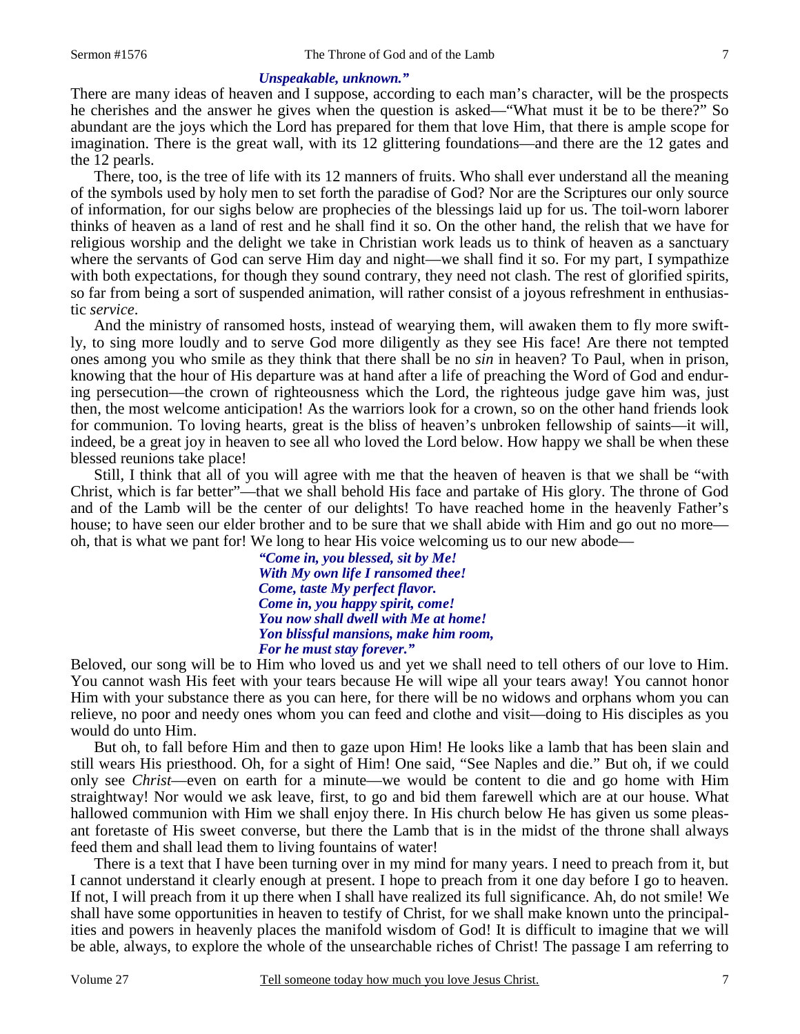*Unspeakable, unknown."*

There are many ideas of heaven and I suppose, according to each man's character, will be the prospects he cherishes and the answer he gives when the question is asked—"What must it be to be there?" So abundant are the joys which the Lord has prepared for them that love Him, that there is ample scope for imagination. There is the great wall, with its 12 glittering foundations—and there are the 12 gates and the 12 pearls.

There, too, is the tree of life with its 12 manners of fruits. Who shall ever understand all the meaning of the symbols used by holy men to set forth the paradise of God? Nor are the Scriptures our only source of information, for our sighs below are prophecies of the blessings laid up for us. The toil-worn laborer thinks of heaven as a land of rest and he shall find it so. On the other hand, the relish that we have for religious worship and the delight we take in Christian work leads us to think of heaven as a sanctuary where the servants of God can serve Him day and night—we shall find it so. For my part, I sympathize with both expectations, for though they sound contrary, they need not clash. The rest of glorified spirits, so far from being a sort of suspended animation, will rather consist of a joyous refreshment in enthusiastic *service*.

And the ministry of ransomed hosts, instead of wearying them, will awaken them to fly more swiftly, to sing more loudly and to serve God more diligently as they see His face! Are there not tempted ones among you who smile as they think that there shall be no *sin* in heaven? To Paul, when in prison, knowing that the hour of His departure was at hand after a life of preaching the Word of God and enduring persecution—the crown of righteousness which the Lord, the righteous judge gave him was, just then, the most welcome anticipation! As the warriors look for a crown, so on the other hand friends look for communion. To loving hearts, great is the bliss of heaven's unbroken fellowship of saints—it will, indeed, be a great joy in heaven to see all who loved the Lord below. How happy we shall be when these blessed reunions take place!

Still, I think that all of you will agree with me that the heaven of heaven is that we shall be "with Christ, which is far better"—that we shall behold His face and partake of His glory. The throne of God and of the Lamb will be the center of our delights! To have reached home in the heavenly Father's house; to have seen our elder brother and to be sure that we shall abide with Him and go out no more—oh, that is what we pant for! We long to hear His voice welcoming us to our new abode—

*"Come in, you blessed, sit by Me!*
*With My own life I ransomed thee!*
*Come, taste My perfect flavor.*
*Come in, you happy spirit, come!*
*You now shall dwell with Me at home!*
*Yon blissful mansions, make him room,*
*For he must stay forever."*

Beloved, our song will be to Him who loved us and yet we shall need to tell others of our love to Him. You cannot wash His feet with your tears because He will wipe all your tears away! You cannot honor Him with your substance there as you can here, for there will be no widows and orphans whom you can relieve, no poor and needy ones whom you can feed and clothe and visit—doing to His disciples as you would do unto Him.

But oh, to fall before Him and then to gaze upon Him! He looks like a lamb that has been slain and still wears His priesthood. Oh, for a sight of Him! One said, "See Naples and die." But oh, if we could only see *Christ*—even on earth for a minute—we would be content to die and go home with Him straightway! Nor would we ask leave, first, to go and bid them farewell which are at our house. What hallowed communion with Him we shall enjoy there. In His church below He has given us some pleasant foretaste of His sweet converse, but there the Lamb that is in the midst of the throne shall always feed them and shall lead them to living fountains of water!

There is a text that I have been turning over in my mind for many years. I need to preach from it, but I cannot understand it clearly enough at present. I hope to preach from it one day before I go to heaven. If not, I will preach from it up there when I shall have realized its full significance. Ah, do not smile! We shall have some opportunities in heaven to testify of Christ, for we shall make known unto the principalities and powers in heavenly places the manifold wisdom of God! It is difficult to imagine that we will be able, always, to explore the whole of the unsearchable riches of Christ! The passage I am referring to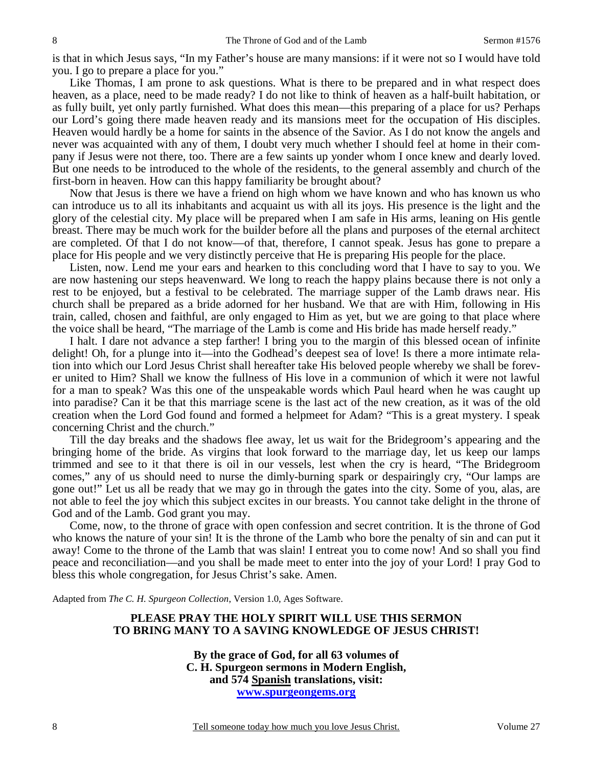is that in which Jesus says, "In my Father's house are many mansions: if it were not so I would have told you. I go to prepare a place for you."

Like Thomas, I am prone to ask questions. What is there to be prepared and in what respect does heaven, as a place, need to be made ready? I do not like to think of heaven as a half-built habitation, or as fully built, yet only partly furnished. What does this mean—this preparing of a place for us? Perhaps our Lord's going there made heaven ready and its mansions meet for the occupation of His disciples. Heaven would hardly be a home for saints in the absence of the Savior. As I do not know the angels and never was acquainted with any of them, I doubt very much whether I should feel at home in their company if Jesus were not there, too. There are a few saints up yonder whom I once knew and dearly loved. But one needs to be introduced to the whole of the residents, to the general assembly and church of the first-born in heaven. How can this happy familiarity be brought about?

Now that Jesus is there we have a friend on high whom we have known and who has known us who can introduce us to all its inhabitants and acquaint us with all its joys. His presence is the light and the glory of the celestial city. My place will be prepared when I am safe in His arms, leaning on His gentle breast. There may be much work for the builder before all the plans and purposes of the eternal architect are completed. Of that I do not know—of that, therefore, I cannot speak. Jesus has gone to prepare a place for His people and we very distinctly perceive that He is preparing His people for the place.

Listen, now. Lend me your ears and hearken to this concluding word that I have to say to you. We are now hastening our steps heavenward. We long to reach the happy plains because there is not only a rest to be enjoyed, but a festival to be celebrated. The marriage supper of the Lamb draws near. His church shall be prepared as a bride adorned for her husband. We that are with Him, following in His train, called, chosen and faithful, are only engaged to Him as yet, but we are going to that place where the voice shall be heard, "The marriage of the Lamb is come and His bride has made herself ready."

I halt. I dare not advance a step farther! I bring you to the margin of this blessed ocean of infinite delight! Oh, for a plunge into it—into the Godhead's deepest sea of love! Is there a more intimate relation into which our Lord Jesus Christ shall hereafter take His beloved people whereby we shall be forever united to Him? Shall we know the fullness of His love in a communion of which it were not lawful for a man to speak? Was this one of the unspeakable words which Paul heard when he was caught up into paradise? Can it be that this marriage scene is the last act of the new creation, as it was of the old creation when the Lord God found and formed a helpmeet for Adam? "This is a great mystery. I speak concerning Christ and the church."

Till the day breaks and the shadows flee away, let us wait for the Bridegroom's appearing and the bringing home of the bride. As virgins that look forward to the marriage day, let us keep our lamps trimmed and see to it that there is oil in our vessels, lest when the cry is heard, "The Bridegroom comes," any of us should need to nurse the dimly-burning spark or despairingly cry, "Our lamps are gone out!" Let us all be ready that we may go in through the gates into the city. Some of you, alas, are not able to feel the joy which this subject excites in our breasts. You cannot take delight in the throne of God and of the Lamb. God grant you may.

Come, now, to the throne of grace with open confession and secret contrition. It is the throne of God who knows the nature of your sin! It is the throne of the Lamb who bore the penalty of sin and can put it away! Come to the throne of the Lamb that was slain! I entreat you to come now! And so shall you find peace and reconciliation—and you shall be made meet to enter into the joy of your Lord! I pray God to bless this whole congregation, for Jesus Christ's sake. Amen.

Adapted from *The C. H. Spurgeon Collection*, Version 1.0, Ages Software.

**PLEASE PRAY THE HOLY SPIRIT WILL USE THIS SERMON TO BRING MANY TO A SAVING KNOWLEDGE OF JESUS CHRIST!**

**By the grace of God, for all 63 volumes of C. H. Spurgeon sermons in Modern English, and 574 Spanish translations, visit: www.spurgeongems.org**

Tell someone today how much you love Jesus Christ.